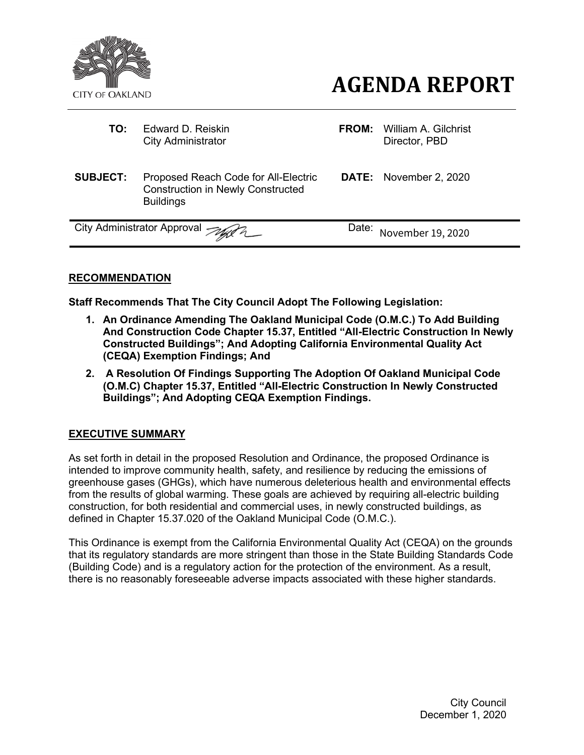CITY OF OAKLAND

# AGENDA REPORT

| | | | |
|---|---|---|---|
| **TO:** | Edward D. Reiskin<br>City Administrator | **FROM:** | William A. Gilchrist<br>Director, PBD |
| **SUBJECT:** | Proposed Reach Code for All-Electric Construction in Newly Constructed Buildings | **DATE:** | November 2, 2020 |

City Administrator Approval Date: November 19, 2020

## RECOMMENDATION

**Staff Recommends That The City Council Adopt The Following Legislation:**

1. **An Ordinance Amending The Oakland Municipal Code (O.M.C.) To Add Building And Construction Code Chapter 15.37, Entitled "All-Electric Construction In Newly Constructed Buildings"; And Adopting California Environmental Quality Act (CEQA) Exemption Findings; And**
2. **A Resolution Of Findings Supporting The Adoption Of Oakland Municipal Code (O.M.C) Chapter 15.37, Entitled "All-Electric Construction In Newly Constructed Buildings"; And Adopting CEQA Exemption Findings.**

## EXECUTIVE SUMMARY

As set forth in detail in the proposed Resolution and Ordinance, the proposed Ordinance is intended to improve community health, safety, and resilience by reducing the emissions of greenhouse gases (GHGs), which have numerous deleterious health and environmental effects from the results of global warming. These goals are achieved by requiring all-electric building construction, for both residential and commercial uses, in newly constructed buildings, as defined in Chapter 15.37.020 of the Oakland Municipal Code (O.M.C.).

This Ordinance is exempt from the California Environmental Quality Act (CEQA) on the grounds that its regulatory standards are more stringent than those in the State Building Standards Code (Building Code) and is a regulatory action for the protection of the environment. As a result, there is no reasonably foreseeable adverse impacts associated with these higher standards.

City Council
December 1, 2020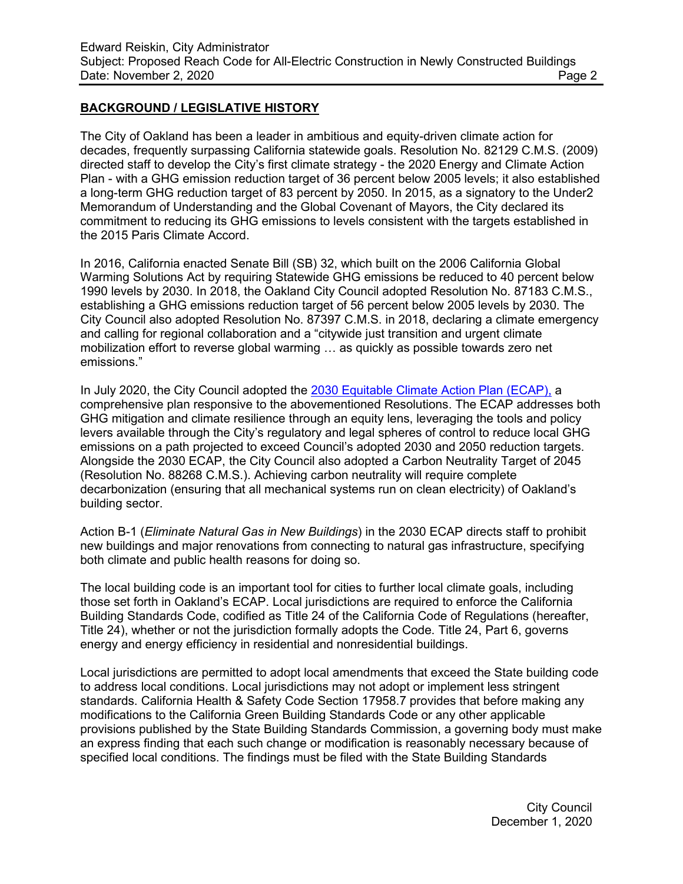## BACKGROUND / LEGISLATIVE HISTORY

The City of Oakland has been a leader in ambitious and equity-driven climate action for decades, frequently surpassing California statewide goals. Resolution No. 82129 C.M.S. (2009) directed staff to develop the City's first climate strategy - the 2020 Energy and Climate Action Plan - with a GHG emission reduction target of 36 percent below 2005 levels; it also established a long-term GHG reduction target of 83 percent by 2050. In 2015, as a signatory to the Under2 Memorandum of Understanding and the Global Covenant of Mayors, the City declared its commitment to reducing its GHG emissions to levels consistent with the targets established in the 2015 Paris Climate Accord.

In 2016, California enacted Senate Bill (SB) 32, which built on the 2006 California Global Warming Solutions Act by requiring Statewide GHG emissions be reduced to 40 percent below 1990 levels by 2030. In 2018, the Oakland City Council adopted Resolution No. 87183 C.M.S., establishing a GHG emissions reduction target of 56 percent below 2005 levels by 2030. The City Council also adopted Resolution No. 87397 C.M.S. in 2018, declaring a climate emergency and calling for regional collaboration and a "citywide just transition and urgent climate mobilization effort to reverse global warming … as quickly as possible towards zero net emissions."

In July 2020, the City Council adopted the [2030 Equitable Climate Action Plan (ECAP),] a comprehensive plan responsive to the abovementioned Resolutions. The ECAP addresses both GHG mitigation and climate resilience through an equity lens, leveraging the tools and policy levers available through the City's regulatory and legal spheres of control to reduce local GHG emissions on a path projected to exceed Council's adopted 2030 and 2050 reduction targets. Alongside the 2030 ECAP, the City Council also adopted a Carbon Neutrality Target of 2045 (Resolution No. 88268 C.M.S.). Achieving carbon neutrality will require complete decarbonization (ensuring that all mechanical systems run on clean electricity) of Oakland's building sector.

Action B-1 (*Eliminate Natural Gas in New Buildings*) in the 2030 ECAP directs staff to prohibit new buildings and major renovations from connecting to natural gas infrastructure, specifying both climate and public health reasons for doing so.

The local building code is an important tool for cities to further local climate goals, including those set forth in Oakland's ECAP. Local jurisdictions are required to enforce the California Building Standards Code, codified as Title 24 of the California Code of Regulations (hereafter, Title 24), whether or not the jurisdiction formally adopts the Code. Title 24, Part 6, governs energy and energy efficiency in residential and nonresidential buildings.

Local jurisdictions are permitted to adopt local amendments that exceed the State building code to address local conditions. Local jurisdictions may not adopt or implement less stringent standards. California Health & Safety Code Section 17958.7 provides that before making any modifications to the California Green Building Standards Code or any other applicable provisions published by the State Building Standards Commission, a governing body must make an express finding that each such change or modification is reasonably necessary because of specified local conditions. The findings must be filed with the State Building Standards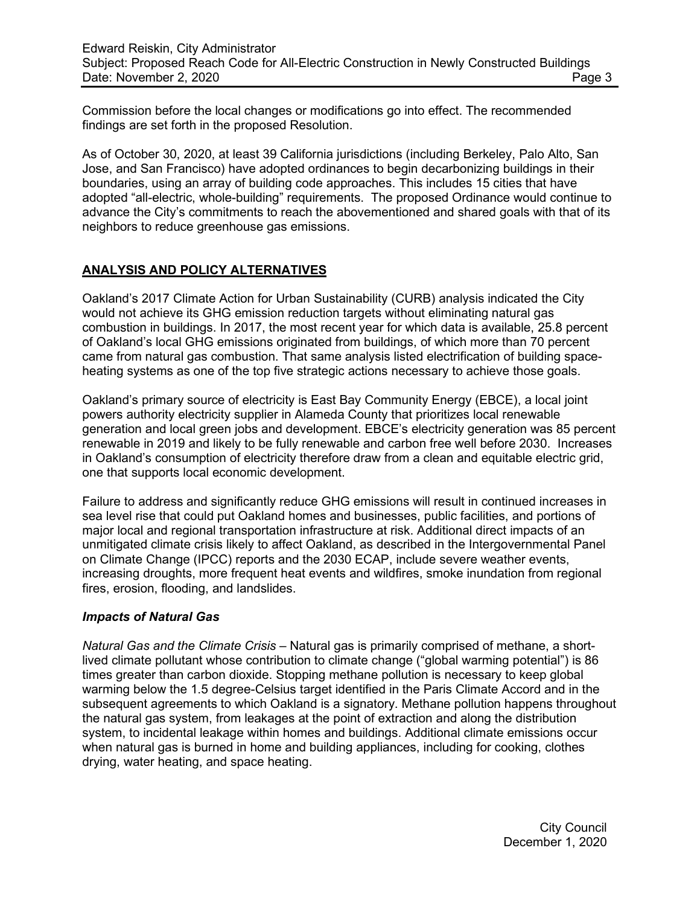Commission before the local changes or modifications go into effect. The recommended findings are set forth in the proposed Resolution.

As of October 30, 2020, at least 39 California jurisdictions (including Berkeley, Palo Alto, San Jose, and San Francisco) have adopted ordinances to begin decarbonizing buildings in their boundaries, using an array of building code approaches. This includes 15 cities that have adopted "all-electric, whole-building" requirements. The proposed Ordinance would continue to advance the City's commitments to reach the abovementioned and shared goals with that of its neighbors to reduce greenhouse gas emissions.

## ANALYSIS AND POLICY ALTERNATIVES

Oakland's 2017 Climate Action for Urban Sustainability (CURB) analysis indicated the City would not achieve its GHG emission reduction targets without eliminating natural gas combustion in buildings. In 2017, the most recent year for which data is available, 25.8 percent of Oakland's local GHG emissions originated from buildings, of which more than 70 percent came from natural gas combustion. That same analysis listed electrification of building space-heating systems as one of the top five strategic actions necessary to achieve those goals.

Oakland's primary source of electricity is East Bay Community Energy (EBCE), a local joint powers authority electricity supplier in Alameda County that prioritizes local renewable generation and local green jobs and development. EBCE's electricity generation was 85 percent renewable in 2019 and likely to be fully renewable and carbon free well before 2030. Increases in Oakland's consumption of electricity therefore draw from a clean and equitable electric grid, one that supports local economic development.

Failure to address and significantly reduce GHG emissions will result in continued increases in sea level rise that could put Oakland homes and businesses, public facilities, and portions of major local and regional transportation infrastructure at risk. Additional direct impacts of an unmitigated climate crisis likely to affect Oakland, as described in the Intergovernmental Panel on Climate Change (IPCC) reports and the 2030 ECAP, include severe weather events, increasing droughts, more frequent heat events and wildfires, smoke inundation from regional fires, erosion, flooding, and landslides.

### *Impacts of Natural Gas*

*Natural Gas and the Climate Crisis* – Natural gas is primarily comprised of methane, a short-lived climate pollutant whose contribution to climate change ("global warming potential") is 86 times greater than carbon dioxide. Stopping methane pollution is necessary to keep global warming below the 1.5 degree-Celsius target identified in the Paris Climate Accord and in the subsequent agreements to which Oakland is a signatory. Methane pollution happens throughout the natural gas system, from leakages at the point of extraction and along the distribution system, to incidental leakage within homes and buildings. Additional climate emissions occur when natural gas is burned in home and building appliances, including for cooking, clothes drying, water heating, and space heating.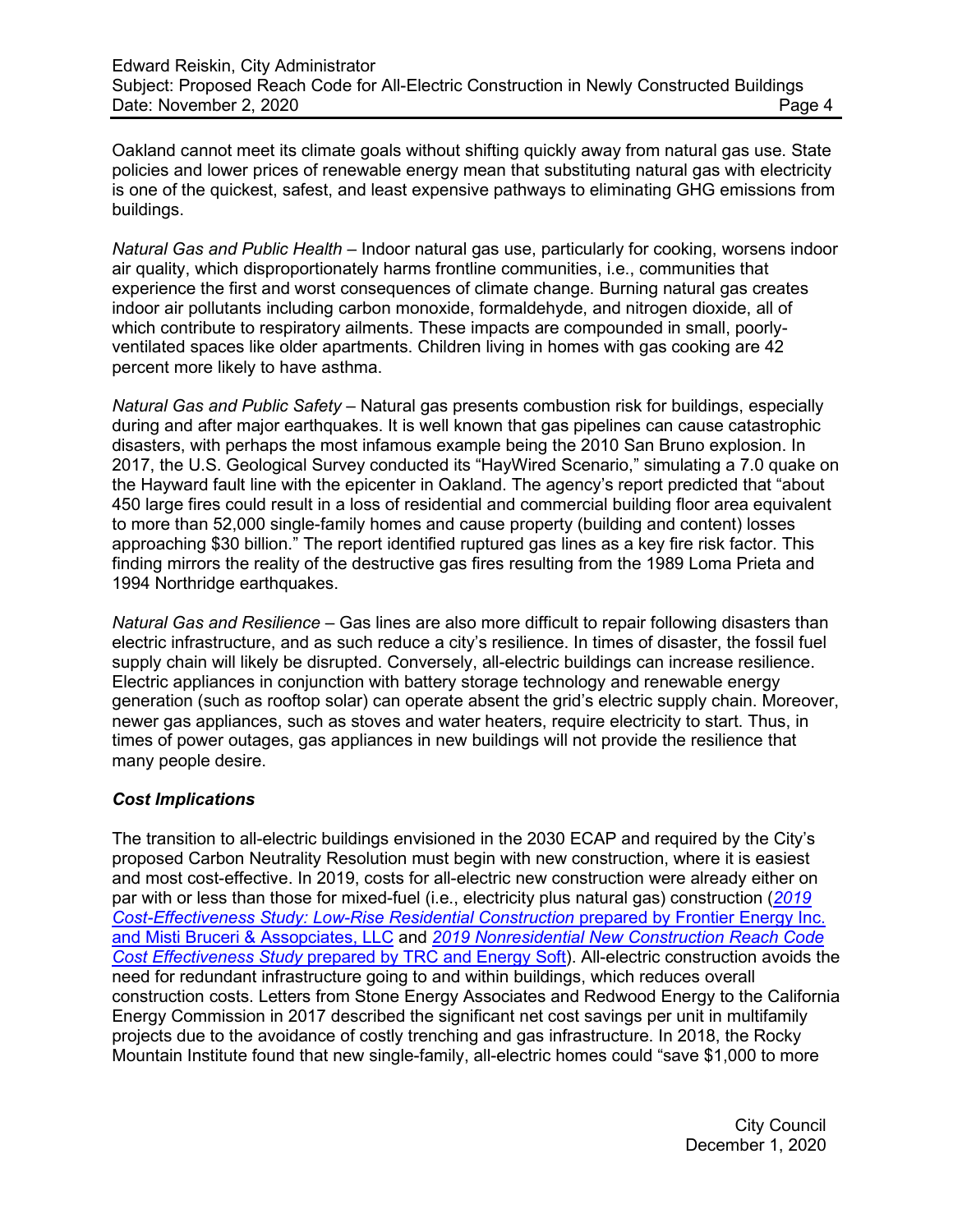Oakland cannot meet its climate goals without shifting quickly away from natural gas use. State policies and lower prices of renewable energy mean that substituting natural gas with electricity is one of the quickest, safest, and least expensive pathways to eliminating GHG emissions from buildings.

*Natural Gas and Public Health* – Indoor natural gas use, particularly for cooking, worsens indoor air quality, which disproportionately harms frontline communities, i.e., communities that experience the first and worst consequences of climate change. Burning natural gas creates indoor air pollutants including carbon monoxide, formaldehyde, and nitrogen dioxide, all of which contribute to respiratory ailments. These impacts are compounded in small, poorly-ventilated spaces like older apartments. Children living in homes with gas cooking are 42 percent more likely to have asthma.

*Natural Gas and Public Safety* – Natural gas presents combustion risk for buildings, especially during and after major earthquakes. It is well known that gas pipelines can cause catastrophic disasters, with perhaps the most infamous example being the 2010 San Bruno explosion. In 2017, the U.S. Geological Survey conducted its "HayWired Scenario," simulating a 7.0 quake on the Hayward fault line with the epicenter in Oakland. The agency's report predicted that "about 450 large fires could result in a loss of residential and commercial building floor area equivalent to more than 52,000 single-family homes and cause property (building and content) losses approaching $30 billion." The report identified ruptured gas lines as a key fire risk factor. This finding mirrors the reality of the destructive gas fires resulting from the 1989 Loma Prieta and 1994 Northridge earthquakes.

*Natural Gas and Resilience* – Gas lines are also more difficult to repair following disasters than electric infrastructure, and as such reduce a city's resilience. In times of disaster, the fossil fuel supply chain will likely be disrupted. Conversely, all-electric buildings can increase resilience. Electric appliances in conjunction with battery storage technology and renewable energy generation (such as rooftop solar) can operate absent the grid's electric supply chain. Moreover, newer gas appliances, such as stoves and water heaters, require electricity to start. Thus, in times of power outages, gas appliances in new buildings will not provide the resilience that many people desire.

### *Cost Implications*

The transition to all-electric buildings envisioned in the 2030 ECAP and required by the City's proposed Carbon Neutrality Resolution must begin with new construction, where it is easiest and most cost-effective. In 2019, costs for all-electric new construction were already either on par with or less than those for mixed-fuel (i.e., electricity plus natural gas) construction (*2019 Cost-Effectiveness Study: Low-Rise Residential Construction* prepared by Frontier Energy Inc. and Misti Bruceri & Asspociates, LLC and *2019 Nonresidential New Construction Reach Code Cost Effectiveness Study* prepared by TRC and Energy Soft). All-electric construction avoids the need for redundant infrastructure going to and within buildings, which reduces overall construction costs. Letters from Stone Energy Associates and Redwood Energy to the California Energy Commission in 2017 described the significant net cost savings per unit in multifamily projects due to the avoidance of costly trenching and gas infrastructure. In 2018, the Rocky Mountain Institute found that new single-family, all-electric homes could "save $1,000 to more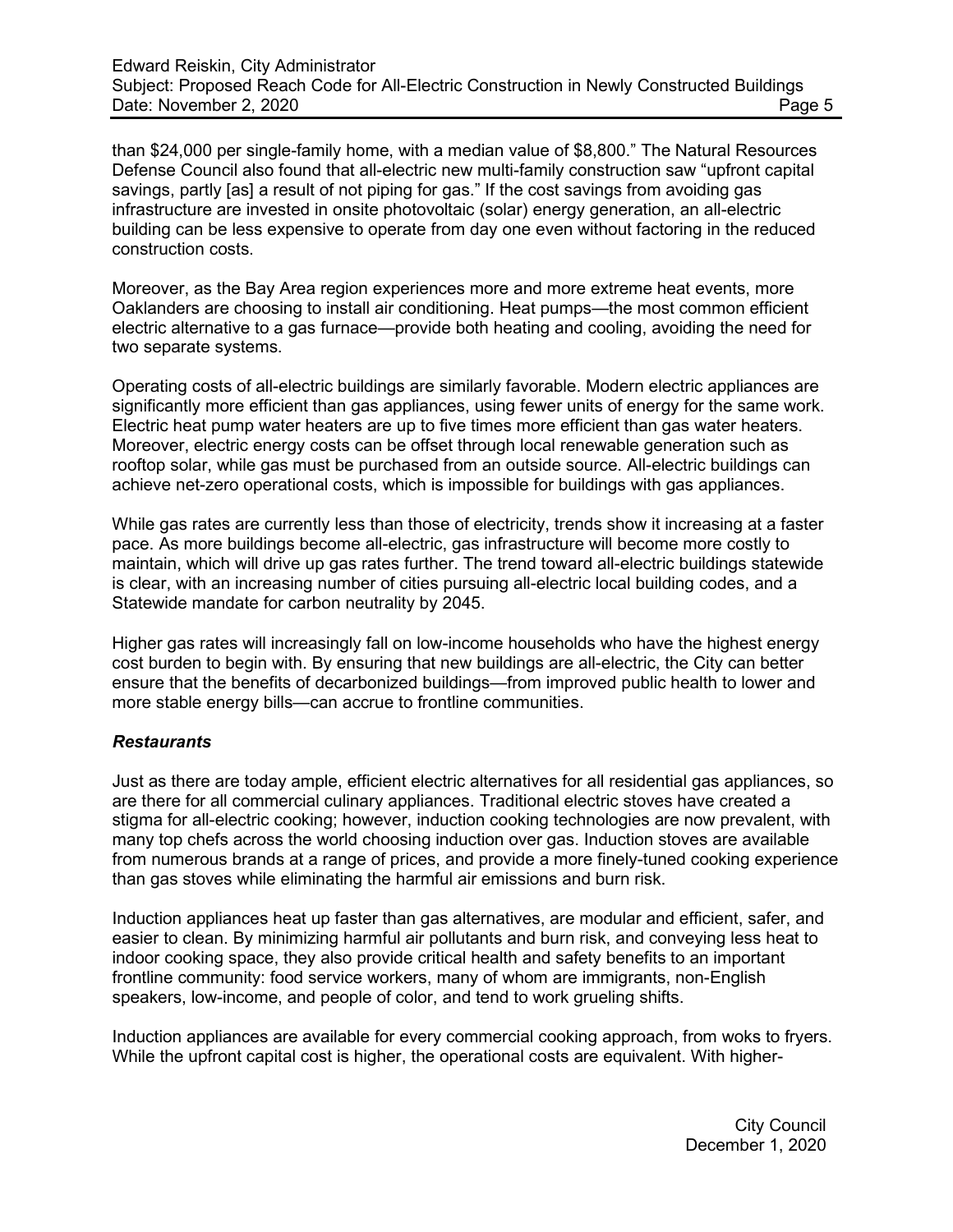than $24,000 per single-family home, with a median value of $8,800." The Natural Resources Defense Council also found that all-electric new multi-family construction saw "upfront capital savings, partly [as] a result of not piping for gas." If the cost savings from avoiding gas infrastructure are invested in onsite photovoltaic (solar) energy generation, an all-electric building can be less expensive to operate from day one even without factoring in the reduced construction costs.

Moreover, as the Bay Area region experiences more and more extreme heat events, more Oaklanders are choosing to install air conditioning. Heat pumps—the most common efficient electric alternative to a gas furnace—provide both heating and cooling, avoiding the need for two separate systems.

Operating costs of all-electric buildings are similarly favorable. Modern electric appliances are significantly more efficient than gas appliances, using fewer units of energy for the same work. Electric heat pump water heaters are up to five times more efficient than gas water heaters. Moreover, electric energy costs can be offset through local renewable generation such as rooftop solar, while gas must be purchased from an outside source. All-electric buildings can achieve net-zero operational costs, which is impossible for buildings with gas appliances.

While gas rates are currently less than those of electricity, trends show it increasing at a faster pace. As more buildings become all-electric, gas infrastructure will become more costly to maintain, which will drive up gas rates further. The trend toward all-electric buildings statewide is clear, with an increasing number of cities pursuing all-electric local building codes, and a Statewide mandate for carbon neutrality by 2045.

Higher gas rates will increasingly fall on low-income households who have the highest energy cost burden to begin with. By ensuring that new buildings are all-electric, the City can better ensure that the benefits of decarbonized buildings—from improved public health to lower and more stable energy bills—can accrue to frontline communities.

### *Restaurants*

Just as there are today ample, efficient electric alternatives for all residential gas appliances, so are there for all commercial culinary appliances. Traditional electric stoves have created a stigma for all-electric cooking; however, induction cooking technologies are now prevalent, with many top chefs across the world choosing induction over gas. Induction stoves are available from numerous brands at a range of prices, and provide a more finely-tuned cooking experience than gas stoves while eliminating the harmful air emissions and burn risk.

Induction appliances heat up faster than gas alternatives, are modular and efficient, safer, and easier to clean. By minimizing harmful air pollutants and burn risk, and conveying less heat to indoor cooking space, they also provide critical health and safety benefits to an important frontline community: food service workers, many of whom are immigrants, non-English speakers, low-income, and people of color, and tend to work grueling shifts.

Induction appliances are available for every commercial cooking approach, from woks to fryers. While the upfront capital cost is higher, the operational costs are equivalent. With higher-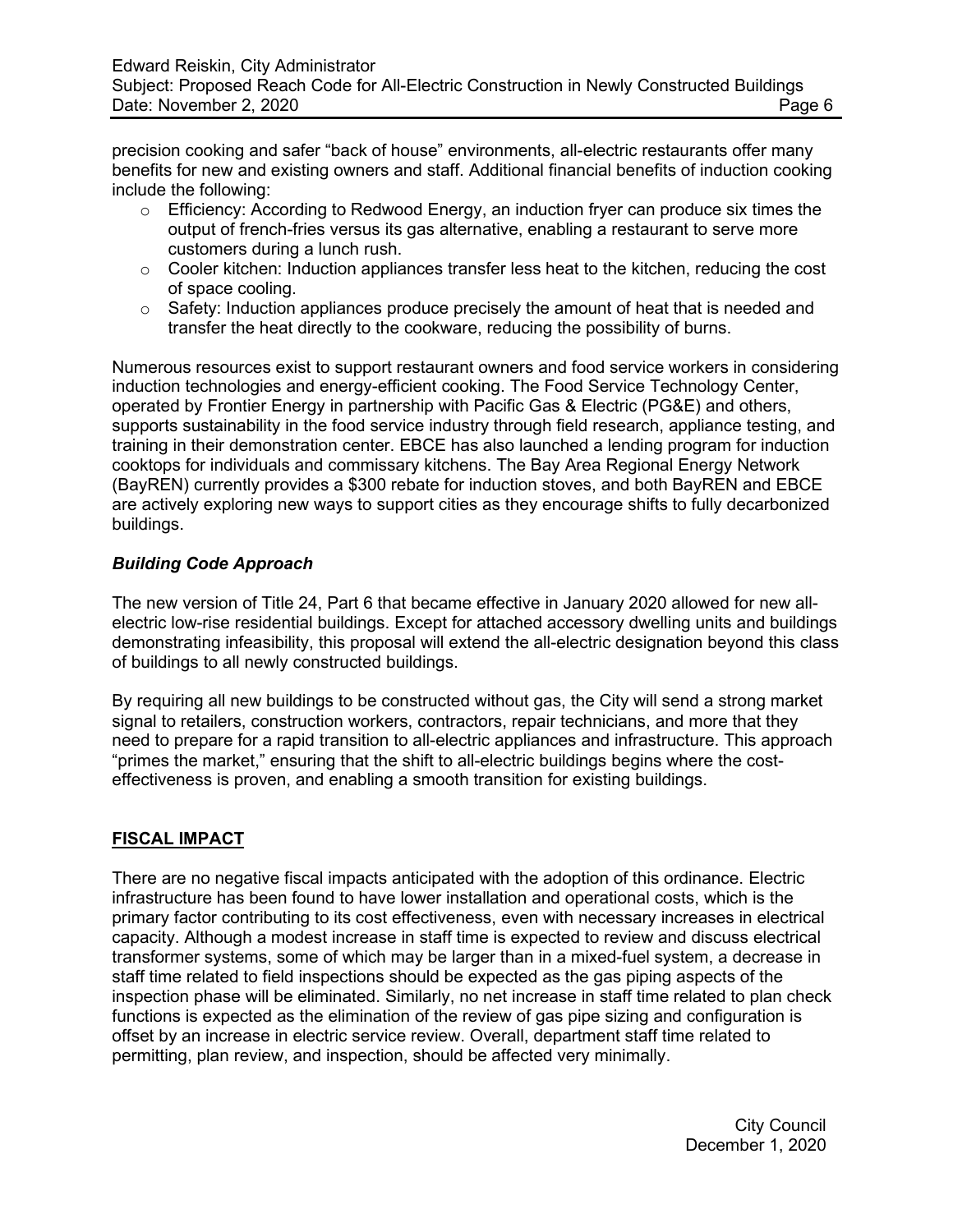precision cooking and safer "back of house" environments, all-electric restaurants offer many benefits for new and existing owners and staff. Additional financial benefits of induction cooking include the following:

- Efficiency: According to Redwood Energy, an induction fryer can produce six times the output of french-fries versus its gas alternative, enabling a restaurant to serve more customers during a lunch rush.
- Cooler kitchen: Induction appliances transfer less heat to the kitchen, reducing the cost of space cooling.
- Safety: Induction appliances produce precisely the amount of heat that is needed and transfer the heat directly to the cookware, reducing the possibility of burns.

Numerous resources exist to support restaurant owners and food service workers in considering induction technologies and energy-efficient cooking. The Food Service Technology Center, operated by Frontier Energy in partnership with Pacific Gas & Electric (PG&E) and others, supports sustainability in the food service industry through field research, appliance testing, and training in their demonstration center. EBCE has also launched a lending program for induction cooktops for individuals and commissary kitchens. The Bay Area Regional Energy Network (BayREN) currently provides a $300 rebate for induction stoves, and both BayREN and EBCE are actively exploring new ways to support cities as they encourage shifts to fully decarbonized buildings.

### *Building Code Approach*

The new version of Title 24, Part 6 that became effective in January 2020 allowed for new all-electric low-rise residential buildings. Except for attached accessory dwelling units and buildings demonstrating infeasibility, this proposal will extend the all-electric designation beyond this class of buildings to all newly constructed buildings.

By requiring all new buildings to be constructed without gas, the City will send a strong market signal to retailers, construction workers, contractors, repair technicians, and more that they need to prepare for a rapid transition to all-electric appliances and infrastructure. This approach "primes the market," ensuring that the shift to all-electric buildings begins where the cost-effectiveness is proven, and enabling a smooth transition for existing buildings.

## FISCAL IMPACT

There are no negative fiscal impacts anticipated with the adoption of this ordinance. Electric infrastructure has been found to have lower installation and operational costs, which is the primary factor contributing to its cost effectiveness, even with necessary increases in electrical capacity. Although a modest increase in staff time is expected to review and discuss electrical transformer systems, some of which may be larger than in a mixed-fuel system, a decrease in staff time related to field inspections should be expected as the gas piping aspects of the inspection phase will be eliminated. Similarly, no net increase in staff time related to plan check functions is expected as the elimination of the review of gas pipe sizing and configuration is offset by an increase in electric service review. Overall, department staff time related to permitting, plan review, and inspection, should be affected very minimally.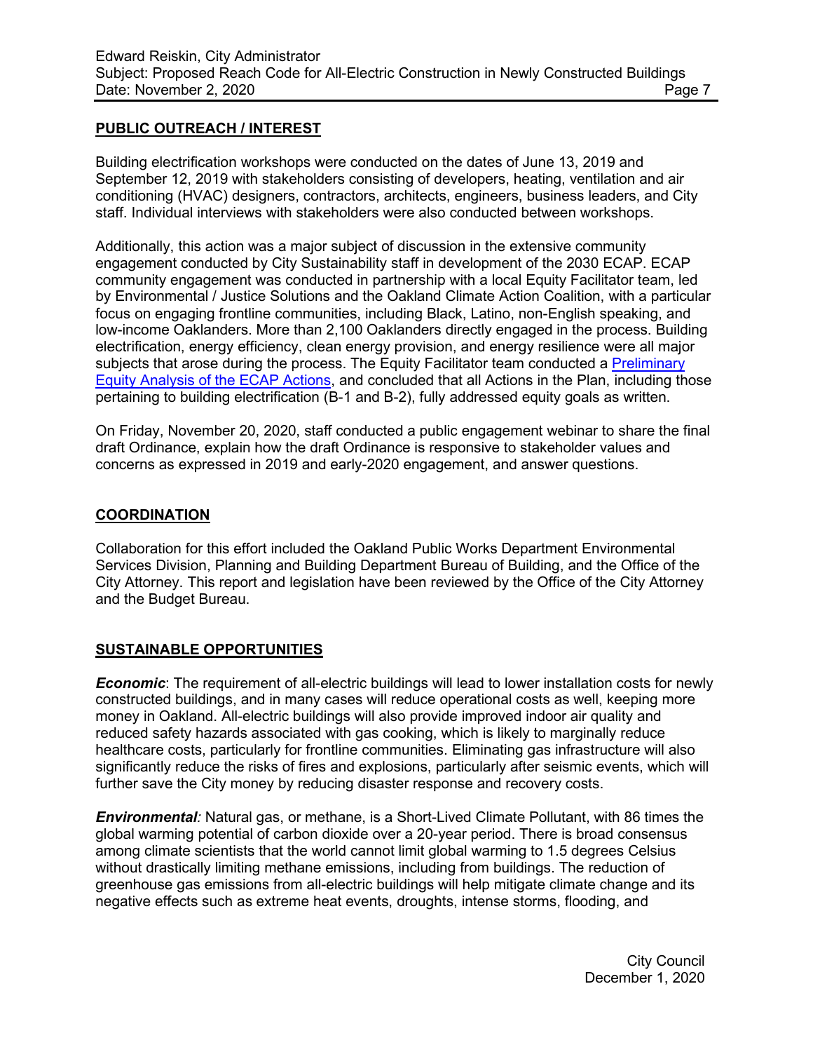## PUBLIC OUTREACH / INTEREST

Building electrification workshops were conducted on the dates of June 13, 2019 and September 12, 2019 with stakeholders consisting of developers, heating, ventilation and air conditioning (HVAC) designers, contractors, architects, engineers, business leaders, and City staff. Individual interviews with stakeholders were also conducted between workshops.

Additionally, this action was a major subject of discussion in the extensive community engagement conducted by City Sustainability staff in development of the 2030 ECAP. ECAP community engagement was conducted in partnership with a local Equity Facilitator team, led by Environmental / Justice Solutions and the Oakland Climate Action Coalition, with a particular focus on engaging frontline communities, including Black, Latino, non-English speaking, and low-income Oaklanders. More than 2,100 Oaklanders directly engaged in the process. Building electrification, energy efficiency, clean energy provision, and energy resilience were all major subjects that arose during the process. The Equity Facilitator team conducted a Preliminary Equity Analysis of the ECAP Actions, and concluded that all Actions in the Plan, including those pertaining to building electrification (B-1 and B-2), fully addressed equity goals as written.

On Friday, November 20, 2020, staff conducted a public engagement webinar to share the final draft Ordinance, explain how the draft Ordinance is responsive to stakeholder values and concerns as expressed in 2019 and early-2020 engagement, and answer questions.

## COORDINATION

Collaboration for this effort included the Oakland Public Works Department Environmental Services Division, Planning and Building Department Bureau of Building, and the Office of the City Attorney. This report and legislation have been reviewed by the Office of the City Attorney and the Budget Bureau.

## SUSTAINABLE OPPORTUNITIES

***Economic***: The requirement of all-electric buildings will lead to lower installation costs for newly constructed buildings, and in many cases will reduce operational costs as well, keeping more money in Oakland. All-electric buildings will also provide improved indoor air quality and reduced safety hazards associated with gas cooking, which is likely to marginally reduce healthcare costs, particularly for frontline communities. Eliminating gas infrastructure will also significantly reduce the risks of fires and explosions, particularly after seismic events, which will further save the City money by reducing disaster response and recovery costs.

***Environmental****:* Natural gas, or methane, is a Short-Lived Climate Pollutant, with 86 times the global warming potential of carbon dioxide over a 20-year period. There is broad consensus among climate scientists that the world cannot limit global warming to 1.5 degrees Celsius without drastically limiting methane emissions, including from buildings. The reduction of greenhouse gas emissions from all-electric buildings will help mitigate climate change and its negative effects such as extreme heat events, droughts, intense storms, flooding, and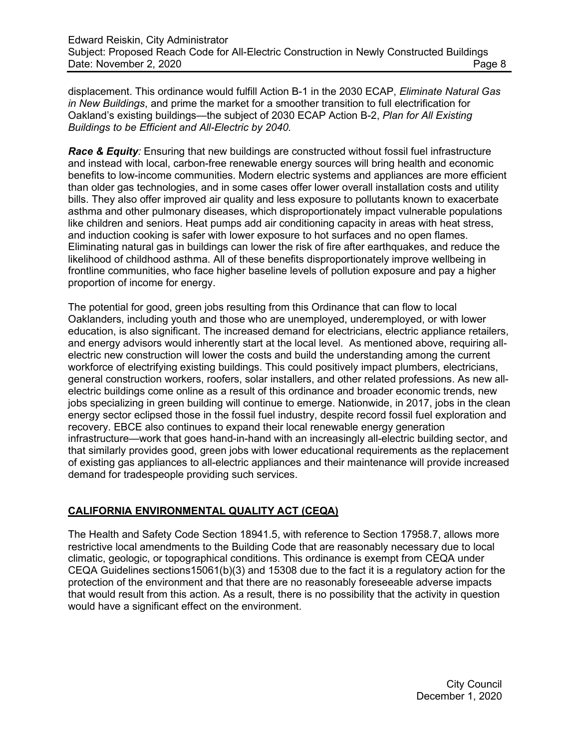displacement. This ordinance would fulfill Action B-1 in the 2030 ECAP, *Eliminate Natural Gas in New Buildings*, and prime the market for a smoother transition to full electrification for Oakland's existing buildings—the subject of 2030 ECAP Action B-2, *Plan for All Existing Buildings to be Efficient and All-Electric by 2040*.

***Race & Equity**:* Ensuring that new buildings are constructed without fossil fuel infrastructure and instead with local, carbon-free renewable energy sources will bring health and economic benefits to low-income communities. Modern electric systems and appliances are more efficient than older gas technologies, and in some cases offer lower overall installation costs and utility bills. They also offer improved air quality and less exposure to pollutants known to exacerbate asthma and other pulmonary diseases, which disproportionately impact vulnerable populations like children and seniors. Heat pumps add air conditioning capacity in areas with heat stress, and induction cooking is safer with lower exposure to hot surfaces and no open flames. Eliminating natural gas in buildings can lower the risk of fire after earthquakes, and reduce the likelihood of childhood asthma. All of these benefits disproportionately improve wellbeing in frontline communities, who face higher baseline levels of pollution exposure and pay a higher proportion of income for energy.

The potential for good, green jobs resulting from this Ordinance that can flow to local Oaklanders, including youth and those who are unemployed, underemployed, or with lower education, is also significant. The increased demand for electricians, electric appliance retailers, and energy advisors would inherently start at the local level. As mentioned above, requiring all-electric new construction will lower the costs and build the understanding among the current workforce of electrifying existing buildings. This could positively impact plumbers, electricians, general construction workers, roofers, solar installers, and other related professions. As new all-electric buildings come online as a result of this ordinance and broader economic trends, new jobs specializing in green building will continue to emerge. Nationwide, in 2017, jobs in the clean energy sector eclipsed those in the fossil fuel industry, despite record fossil fuel exploration and recovery. EBCE also continues to expand their local renewable energy generation infrastructure—work that goes hand-in-hand with an increasingly all-electric building sector, and that similarly provides good, green jobs with lower educational requirements as the replacement of existing gas appliances to all-electric appliances and their maintenance will provide increased demand for tradespeople providing such services.

## CALIFORNIA ENVIRONMENTAL QUALITY ACT (CEQA)

The Health and Safety Code Section 18941.5, with reference to Section 17958.7, allows more restrictive local amendments to the Building Code that are reasonably necessary due to local climatic, geologic, or topographical conditions. This ordinance is exempt from CEQA under CEQA Guidelines sections15061(b)(3) and 15308 due to the fact it is a regulatory action for the protection of the environment and that there are no reasonably foreseeable adverse impacts that would result from this action. As a result, there is no possibility that the activity in question would have a significant effect on the environment.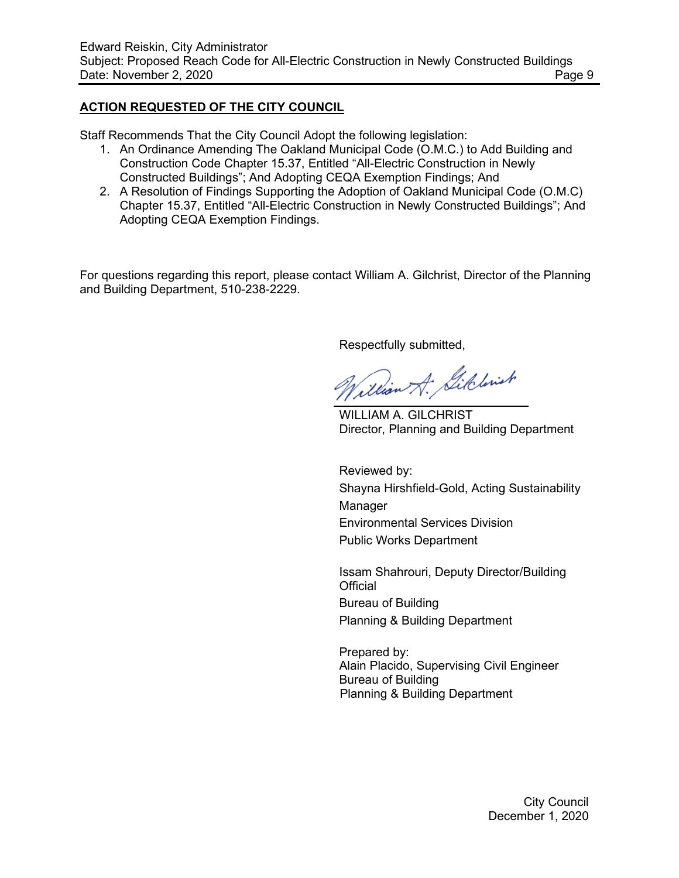**ACTION REQUESTED OF THE CITY COUNCIL**

Staff Recommends That the City Council Adopt the following legislation:

1. An Ordinance Amending The Oakland Municipal Code (O.M.C.) to Add Building and Construction Code Chapter 15.37, Entitled "All-Electric Construction in Newly Constructed Buildings"; And Adopting CEQA Exemption Findings; And
2. A Resolution of Findings Supporting the Adoption of Oakland Municipal Code (O.M.C) Chapter 15.37, Entitled "All-Electric Construction in Newly Constructed Buildings"; And Adopting CEQA Exemption Findings.

For questions regarding this report, please contact William A. Gilchrist, Director of the Planning and Building Department, 510-238-2229.

Respectfully submitted,

William A. Gilchrist

WILLIAM A. GILCHRIST
Director, Planning and Building Department

Reviewed by:
Shayna Hirshfield-Gold, Acting Sustainability Manager
Environmental Services Division
Public Works Department

Issam Shahrouri, Deputy Director/Building Official
Bureau of Building
Planning & Building Department

Prepared by:
Alain Placido, Supervising Civil Engineer
Bureau of Building
Planning & Building Department